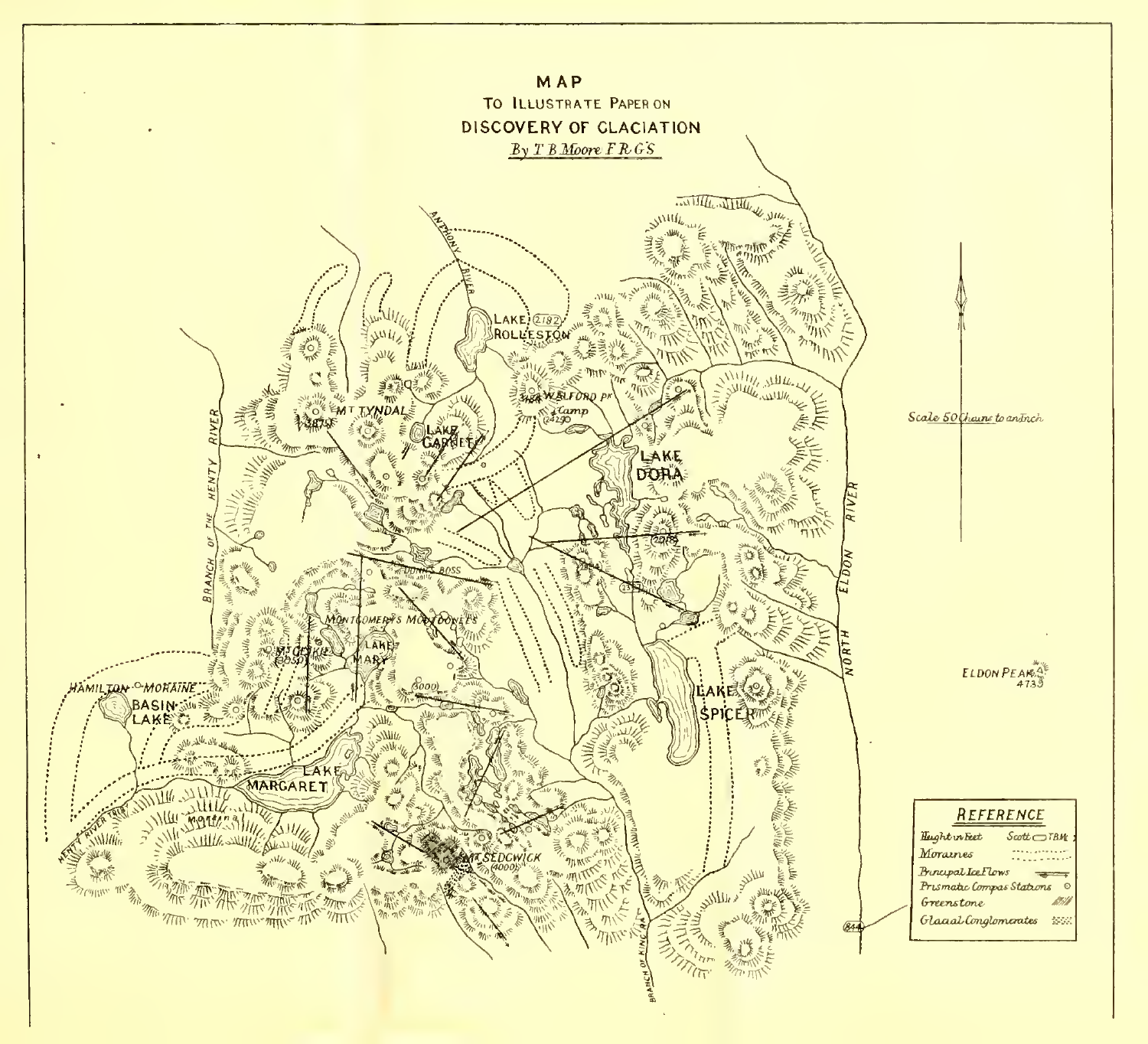# MAP

## TO ILLUSTRATE PAPER ON DISCOVERY OF GLACIATION

*By T B Moore F.R.G.S.*

Scale 50 Chains to an Inch

### REFERENCE

- Height in Feet — Scott TBM
- Moraines
- Principal Ice Flows
- Prismatic Compass Stations
- Greenstone
- Glacial Conglomerates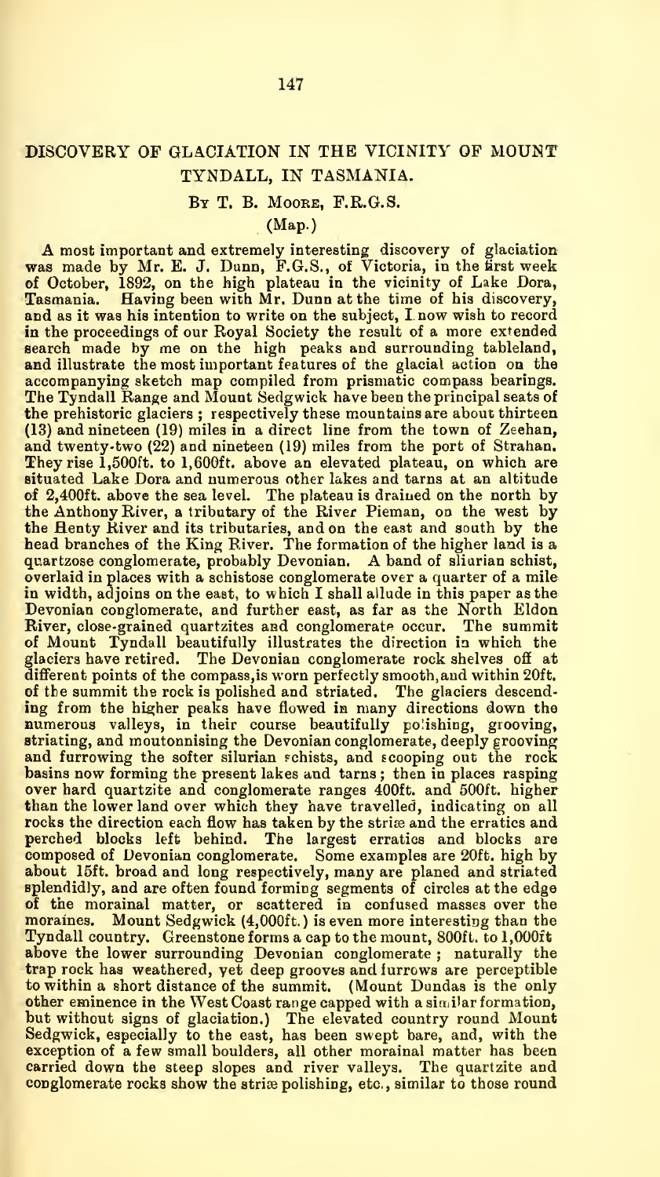## DISCOVERY OF GLACIATION IN THE VICINITY OF MOUNT TYNDALL, IN TASMANIA.

By T. B. Moore, F.R.G.S.

(Map.)

A most important and extremely interesting discovery of glaciation was made by Mr. E. J. Dunn, F.G.S., of Victoria, in the first week of October, 1892, on the high plateau in the vicinity of Lake Dora, Tasmania. Having been with Mr. Dunn at the time of his discovery, and as it was his intention to write on the subject, I now wish to record in the proceedings of our Royal Society the result of a more extended search made by me on the high peaks and surrounding tableland, and illustrate the most important features of the glacial action on the accompanying sketch map compiled from prismatic compass bearings. The Tyndall Range and Mount Sedgwick have been the principal seats of the prehistoric glaciers; respectively these mountains are about thirteen (13) and nineteen (19) miles in a direct line from the town of Zeehan, and twenty-two (22) and nineteen (19) miles from the port of Strahan. They rise 1,500ft. to 1,600ft. above an elevated plateau, on which are situated Lake Dora and numerous other lakes and tarns at an altitude of 2,400ft. above the sea level. The plateau is drained on the north by the Anthony River, a tributary of the River Pieman, on the west by the Henty River and its tributaries, and on the east and south by the head branches of the King River. The formation of the higher land is a quartzose conglomerate, probably Devonian. A band of silurian schist, overlaid in places with a schistose conglomerate over a quarter of a mile in width, adjoins on the east, to which I shall allude in this paper as the Devonian conglomerate, and further east, as far as the North Eldon River, close-grained quartzites and conglomerate occur. The summit of Mount Tyndall beautifully illustrates the direction in which the glaciers have retired. The Devonian conglomerate rock shelves off at different points of the compass, is worn perfectly smooth, and within 20ft. of the summit the rock is polished and striated. The glaciers descending from the higher peaks have flowed in many directions down the numerous valleys, in their course beautifully polishing, grooving, striating, and moutonnising the Devonian conglomerate, deeply grooving and furrowing the softer silurian schists, and scooping out the rock basins now forming the present lakes and tarns; then in places rasping over hard quartzite and conglomerate ranges 400ft. and 500ft. higher than the lower land over which they have travelled, indicating on all rocks the direction each flow has taken by the striæ and the erratics and perched blocks left behind. The largest erratics and blocks are composed of Devonian conglomerate. Some examples are 20ft. high by about 15ft. broad and long respectively, many are planed and striated splendidly, and are often found forming segments of circles at the edge of the morainal matter, or scattered in confused masses over the moraines. Mount Sedgwick (4,000ft.) is even more interesting than the Tyndall country. Greenstone forms a cap to the mount, 800ft. to 1,000ft above the lower surrounding Devonian conglomerate; naturally the trap rock has weathered, yet deep grooves and furrows are perceptible to within a short distance of the summit. (Mount Dundas is the only other eminence in the West Coast range capped with a similar formation, but without signs of glaciation.) The elevated country round Mount Sedgwick, especially to the east, has been swept bare, and, with the exception of a few small boulders, all other morainal matter has been carried down the steep slopes and river valleys. The quartzite and conglomerate rocks show the striæ polishing, etc., similar to those round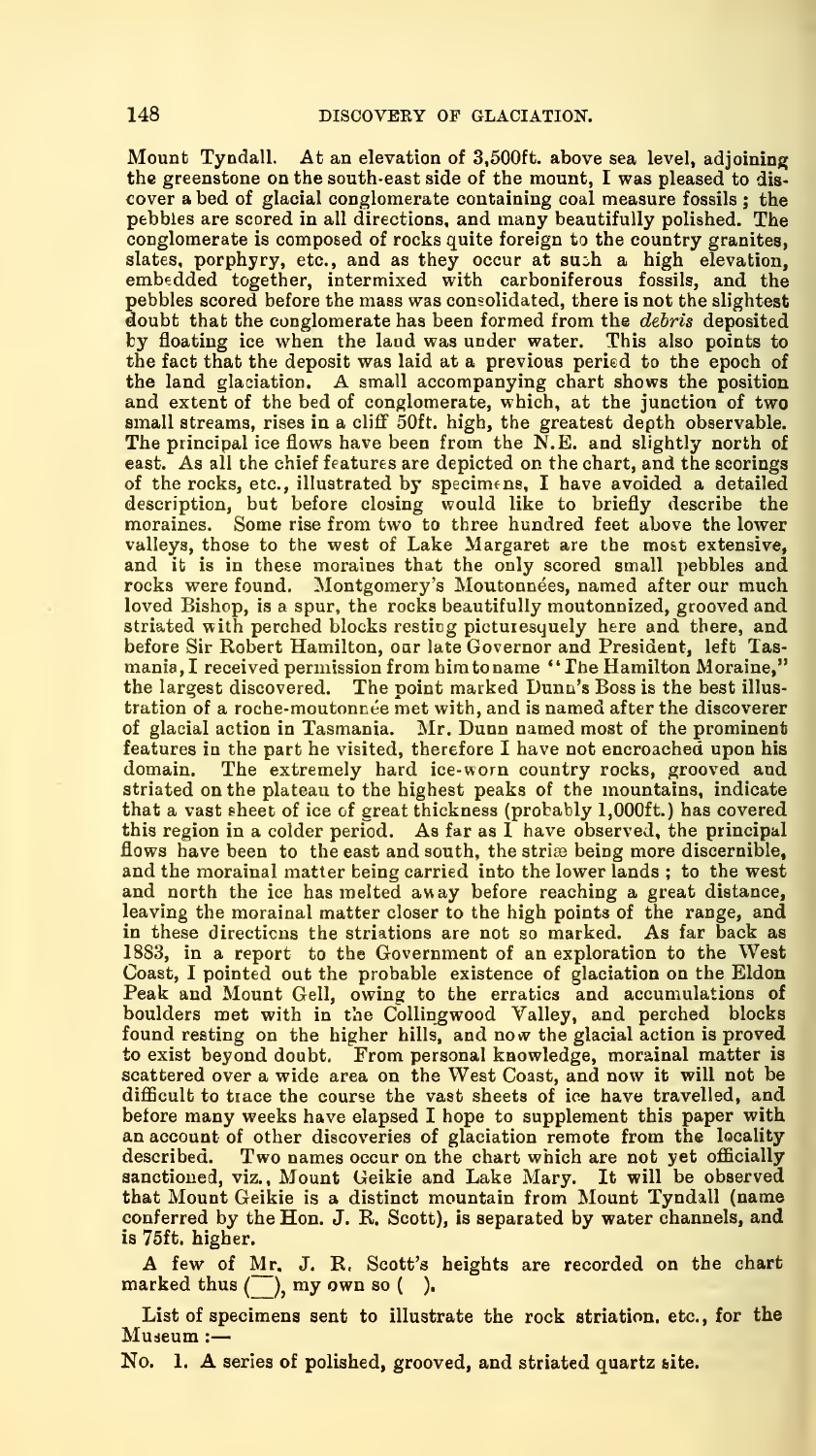Mount Tyndall. At an elevation of 3,500ft. above sea level, adjoining the greenstone on the south-east side of the mount, I was pleased to discover a bed of glacial conglomerate containing coal measure fossils; the pebbles are scored in all directions, and many beautifully polished. The conglomerate is composed of rocks quite foreign to the country granites, slates, porphyry, etc., and as they occur at such a high elevation, embedded together, intermixed with carboniferous fossils, and the pebbles scored before the mass was consolidated, there is not the slightest doubt that the conglomerate has been formed from the *debris* deposited by floating ice when the land was under water. This also points to the fact that the deposit was laid at a previous period to the epoch of the land glaciation. A small accompanying chart shows the position and extent of the bed of conglomerate, which, at the junction of two small streams, rises in a cliff 50ft. high, the greatest depth observable. The principal ice flows have been from the N.E. and slightly north of east. As all the chief features are depicted on the chart, and the scorings of the rocks, etc., illustrated by specimens, I have avoided a detailed description, but before closing would like to briefly describe the moraines. Some rise from two to three hundred feet above the lower valleys, those to the west of Lake Margaret are the most extensive, and it is in these moraines that the only scored small pebbles and rocks were found. Montgomery's Moutonnées, named after our much loved Bishop, is a spur, the rocks beautifully moutonnized, grooved and striated with perched blocks resting picturesquely here and there, and before Sir Robert Hamilton, our late Governor and President, left Tasmania, I received permission from him to name "The Hamilton Moraine," the largest discovered. The point marked Dunn's Boss is the best illustration of a roche-moutonnée met with, and is named after the discoverer of glacial action in Tasmania. Mr. Dunn named most of the prominent features in the part he visited, therefore I have not encroached upon his domain. The extremely hard ice-worn country rocks, grooved and striated on the plateau to the highest peaks of the mountains, indicate that a vast sheet of ice of great thickness (probably 1,000ft.) has covered this region in a colder period. As far as I have observed, the principal flows have been to the east and south, the striæ being more discernible, and the morainal matter being carried into the lower lands; to the west and north the ice has melted away before reaching a great distance, leaving the morainal matter closer to the high points of the range, and in these directions the striations are not so marked. As far back as 1883, in a report to the Government of an exploration to the West Coast, I pointed out the probable existence of glaciation on the Eldon Peak and Mount Gell, owing to the erratics and accumulations of boulders met with in the Collingwood Valley, and perched blocks found resting on the higher hills, and now the glacial action is proved to exist beyond doubt. From personal knowledge, morainal matter is scattered over a wide area on the West Coast, and now it will not be difficult to trace the course the vast sheets of ice have travelled, and before many weeks have elapsed I hope to supplement this paper with an account of other discoveries of glaciation remote from the locality described. Two names occur on the chart which are not yet officially sanctioned, viz., Mount Geikie and Lake Mary. It will be observed that Mount Geikie is a distinct mountain from Mount Tyndall (name conferred by the Hon. J. R. Scott), is separated by water channels, and is 75ft. higher.

A few of Mr. J. R. Scott's heights are recorded on the chart marked thus ($\overline{\ \ }$), my own so ( ).

List of specimens sent to illustrate the rock striation, etc., for the Museum:—

No. 1. A series of polished, grooved, and striated quartz site.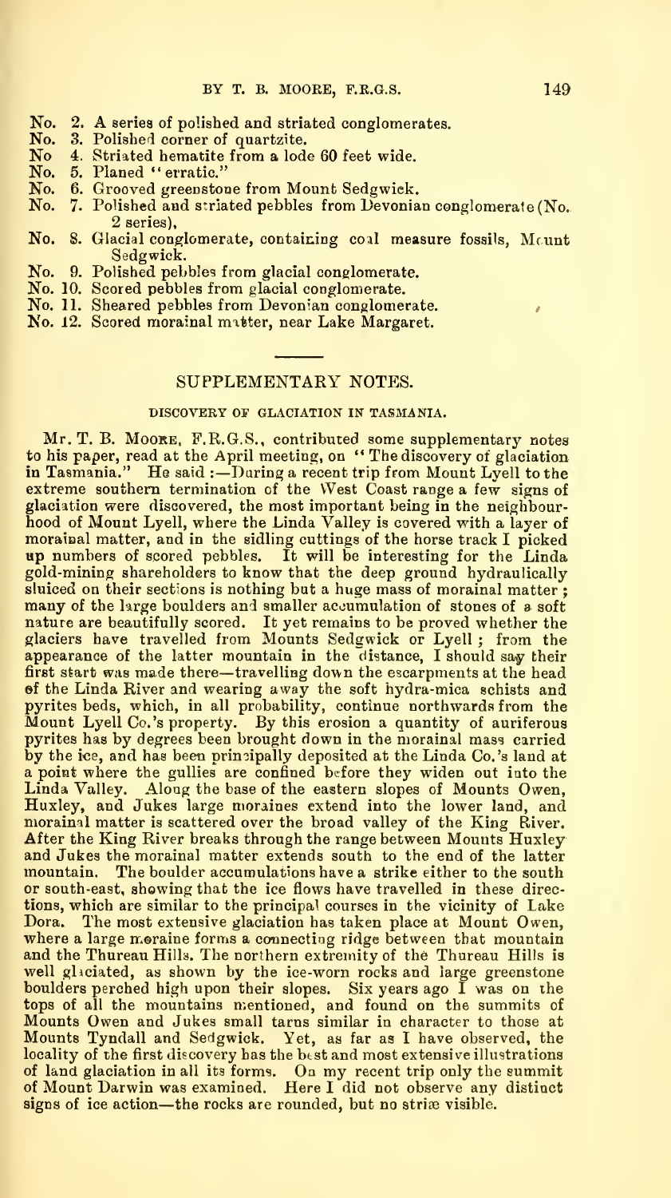- No. 2. A series of polished and striated conglomerates.
- No. 3. Polished corner of quartzite.
- No 4. Striated hematite from a lode 60 feet wide.
- No. 5. Planed "erratic."
- No. 6. Grooved greenstone from Mount Sedgwick.
- No. 7. Polished and striated pebbles from Devonian conglomerate (No. 2 series),
- No. 8. Glacial conglomerate, containing coal measure fossils, Mount Sedgwick.
- No. 9. Polished pebbles from glacial conglomerate.
- No. 10. Scored pebbles from glacial conglomerate.
- No. 11. Sheared pebbles from Devonian conglomerate.
- No. 12. Scored morainal matter, near Lake Margaret.

---

## SUPPLEMENTARY NOTES.

### DISCOVERY OF GLACIATION IN TASMANIA.

Mr. T. B. Moore, F.R.G.S., contributed some supplementary notes to his paper, read at the April meeting, on "The discovery of glaciation in Tasmania." He said :—During a recent trip from Mount Lyell to the extreme southern termination of the West Coast range a few signs of glaciation were discovered, the most important being in the neighbourhood of Mount Lyell, where the Linda Valley is covered with a layer of morainal matter, and in the sidling cuttings of the horse track I picked up numbers of scored pebbles. It will be interesting for the Linda gold-mining shareholders to know that the deep ground hydraulically sluiced on their sections is nothing but a huge mass of morainal matter ; many of the large boulders and smaller accumulation of stones of a soft nature are beautifully scored. It yet remains to be proved whether the glaciers have travelled from Mounts Sedgwick or Lyell ; from the appearance of the latter mountain in the distance, I should say their first start was made there—travelling down the escarpments at the head of the Linda River and wearing away the soft hydra-mica schists and pyrites beds, which, in all probability, continue northwards from the Mount Lyell Co.'s property. By this erosion a quantity of auriferous pyrites has by degrees been brought down in the morainal mass carried by the ice, and has been principally deposited at the Linda Co.'s land at a point where the gullies are confined before they widen out into the Linda Valley. Along the base of the eastern slopes of Mounts Owen, Huxley, and Jukes large moraines extend into the lower land, and morainal matter is scattered over the broad valley of the King River. After the King River breaks through the range between Mounts Huxley and Jukes the morainal matter extends south to the end of the latter mountain. The boulder accumulations have a strike either to the south or south-east, showing that the ice flows have travelled in these directions, which are similar to the principal courses in the vicinity of Lake Dora. The most extensive glaciation has taken place at Mount Owen, where a large moraine forms a connecting ridge between that mountain and the Thureau Hills. The northern extremity of the Thureau Hills is well glaciated, as shown by the ice-worn rocks and large greenstone boulders perched high upon their slopes. Six years ago I was on the tops of all the mountains mentioned, and found on the summits of Mounts Owen and Jukes small tarns similar in character to those at Mounts Tyndall and Sedgwick. Yet, as far as I have observed, the locality of the first discovery has the best and most extensive illustrations of land glaciation in all its forms. On my recent trip only the summit of Mount Darwin was examined. Here I did not observe any distinct signs of ice action—the rocks are rounded, but no striæ visible.